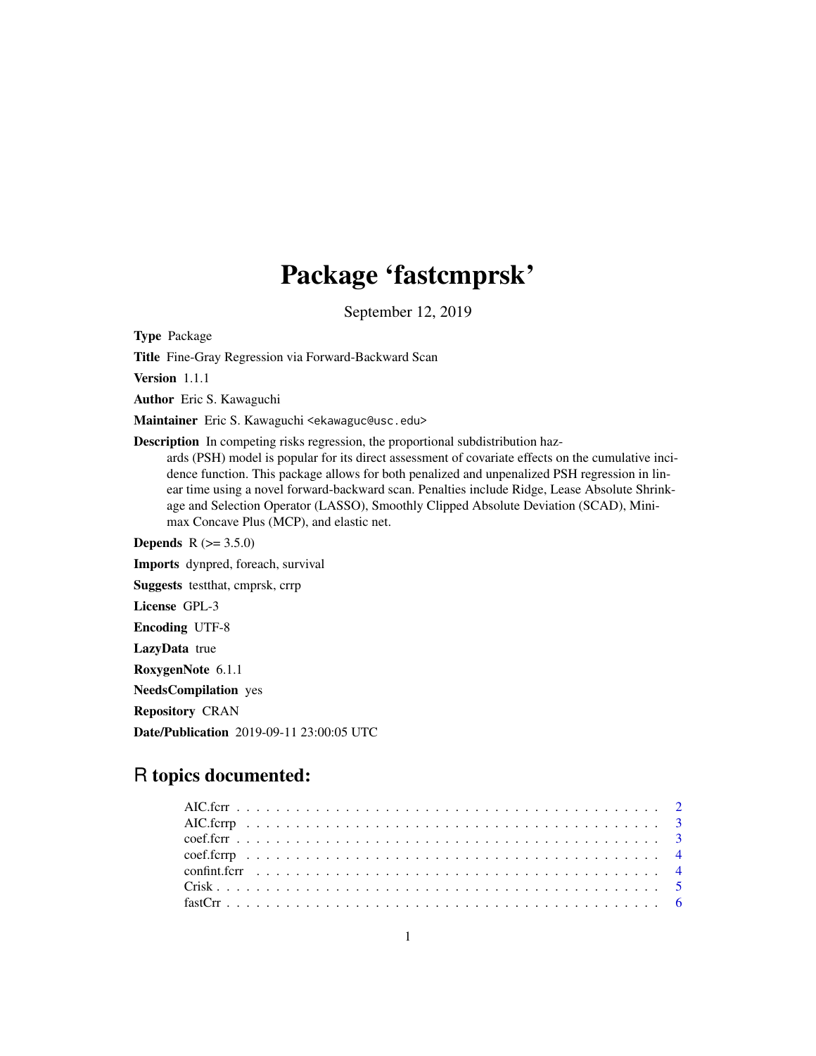# Package 'fastcmprsk'

September 12, 2019

**Type** Package

**Title** Fine-Gray Regression via Forward-Backward Scan

**Version** 1.1.1

**Author** Eric S. Kawaguchi

**Maintainer** Eric S. Kawaguchi <ekawaguc@usc.edu>

**Description** In competing risks regression, the proportional subdistribution hazards (PSH) model is popular for its direct assessment of covariate effects on the cumulative incidence function. This package allows for both penalized and unpenalized PSH regression in linear time using a novel forward-backward scan. Penalties include Ridge, Lease Absolute Shrinkage and Selection Operator (LASSO), Smoothly Clipped Absolute Deviation (SCAD), Minimax Concave Plus (MCP), and elastic net.

**Depends** R (>= 3.5.0)

**Imports** dynpred, foreach, survival

**Suggests** testthat, cmprsk, crrp

**License** GPL-3

**Encoding** UTF-8

**LazyData** true

**RoxygenNote** 6.1.1

**NeedsCompilation** yes

**Repository** CRAN

**Date/Publication** 2019-09-11 23:00:05 UTC

## R topics documented:

| | |
|---|---|
| AIC.fcrr | 2 |
| AIC.fcrrp | 3 |
| coef.fcrr | 3 |
| coef.fcrrp | 4 |
| confint.fcrr | 4 |
| Crisk | 5 |
| fastCrr | 6 |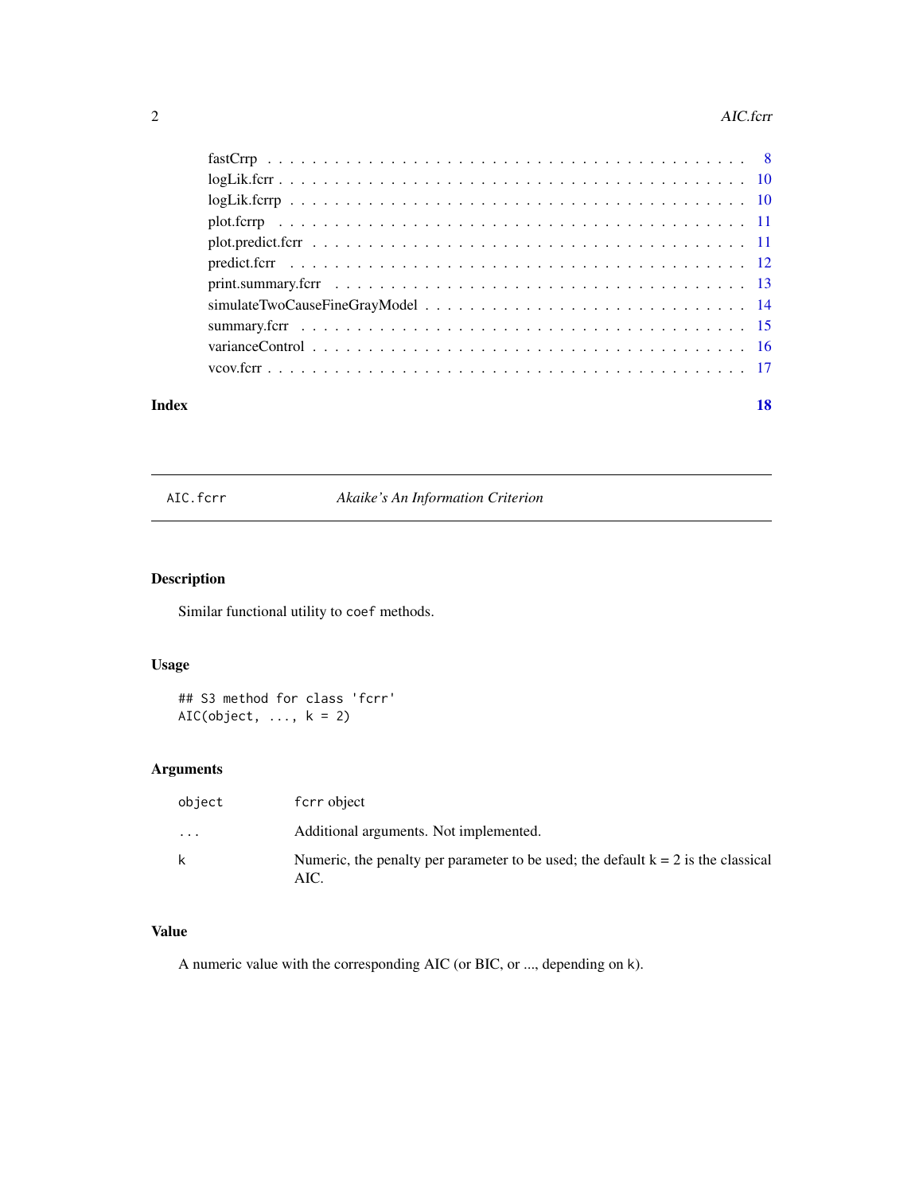fastCrrp . . . . . . . . . . . . . . . . . . . . . . . . . . . . . . . . . . . . . . . . 8
logLik.fcrr . . . . . . . . . . . . . . . . . . . . . . . . . . . . . . . . . . . . . . . 10
logLik.fcrrp . . . . . . . . . . . . . . . . . . . . . . . . . . . . . . . . . . . . . . 10
plot.fcrrp . . . . . . . . . . . . . . . . . . . . . . . . . . . . . . . . . . . . . . . 11
plot.predict.fcrr . . . . . . . . . . . . . . . . . . . . . . . . . . . . . . . . . . . 11
predict.fcrr . . . . . . . . . . . . . . . . . . . . . . . . . . . . . . . . . . . . . . 12
print.summary.fcrr . . . . . . . . . . . . . . . . . . . . . . . . . . . . . . . . . . 13
simulateTwoCauseFineGrayModel . . . . . . . . . . . . . . . . . . . . . . . . . . . 14
summary.fcrr . . . . . . . . . . . . . . . . . . . . . . . . . . . . . . . . . . . . . 15
varianceControl . . . . . . . . . . . . . . . . . . . . . . . . . . . . . . . . . . . . 16
vcov.fcrr . . . . . . . . . . . . . . . . . . . . . . . . . . . . . . . . . . . . . . . 17

**Index** **18**

---

`AIC.fcrr` *Akaike's An Information Criterion*

---

## Description

Similar functional utility to `coef` methods.

## Usage

```
## S3 method for class 'fcrr'
AIC(object, ..., k = 2)
```

## Arguments

| | |
|---|---|
| `object` | `fcrr` object |
| `...` | Additional arguments. Not implemented. |
| `k` | Numeric, the penalty per parameter to be used; the default k = 2 is the classical AIC. |

## Value

A numeric value with the corresponding AIC (or BIC, or ..., depending on `k`).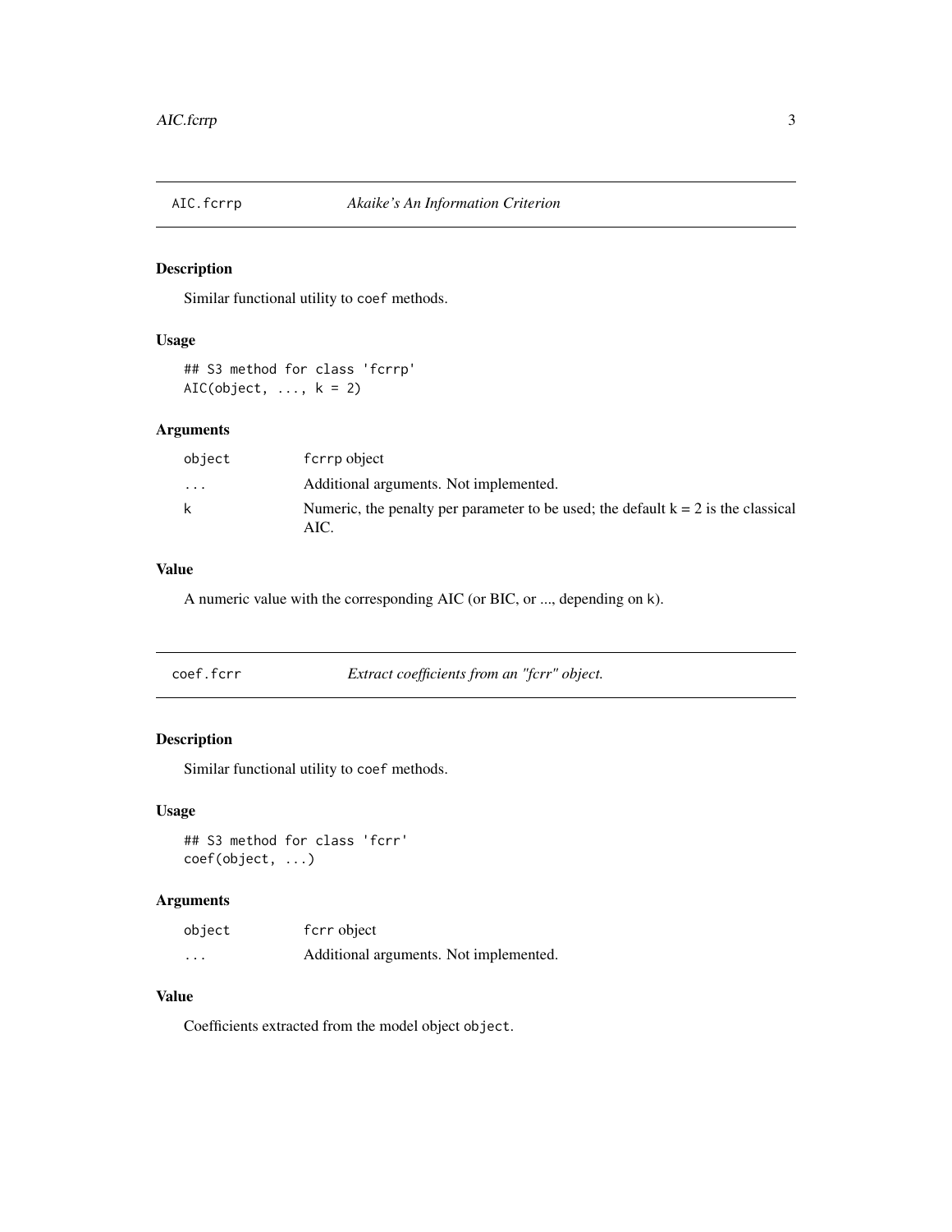## AIC.fcrrp — *Akaike's An Information Criterion*

### Description

Similar functional utility to `coef` methods.

### Usage

```
## S3 method for class 'fcrrp'
AIC(object, ..., k = 2)
```

### Arguments

| | |
|---|---|
| `object` | `fcrrp` object |
| `...` | Additional arguments. Not implemented. |
| `k` | Numeric, the penalty per parameter to be used; the default k = 2 is the classical AIC. |

### Value

A numeric value with the corresponding AIC (or BIC, or ..., depending on `k`).

## coef.fcrr — *Extract coefficients from an "fcrr" object.*

### Description

Similar functional utility to `coef` methods.

### Usage

```
## S3 method for class 'fcrr'
coef(object, ...)
```

### Arguments

| | |
|---|---|
| `object` | `fcrr` object |
| `...` | Additional arguments. Not implemented. |

### Value

Coefficients extracted from the model object `object`.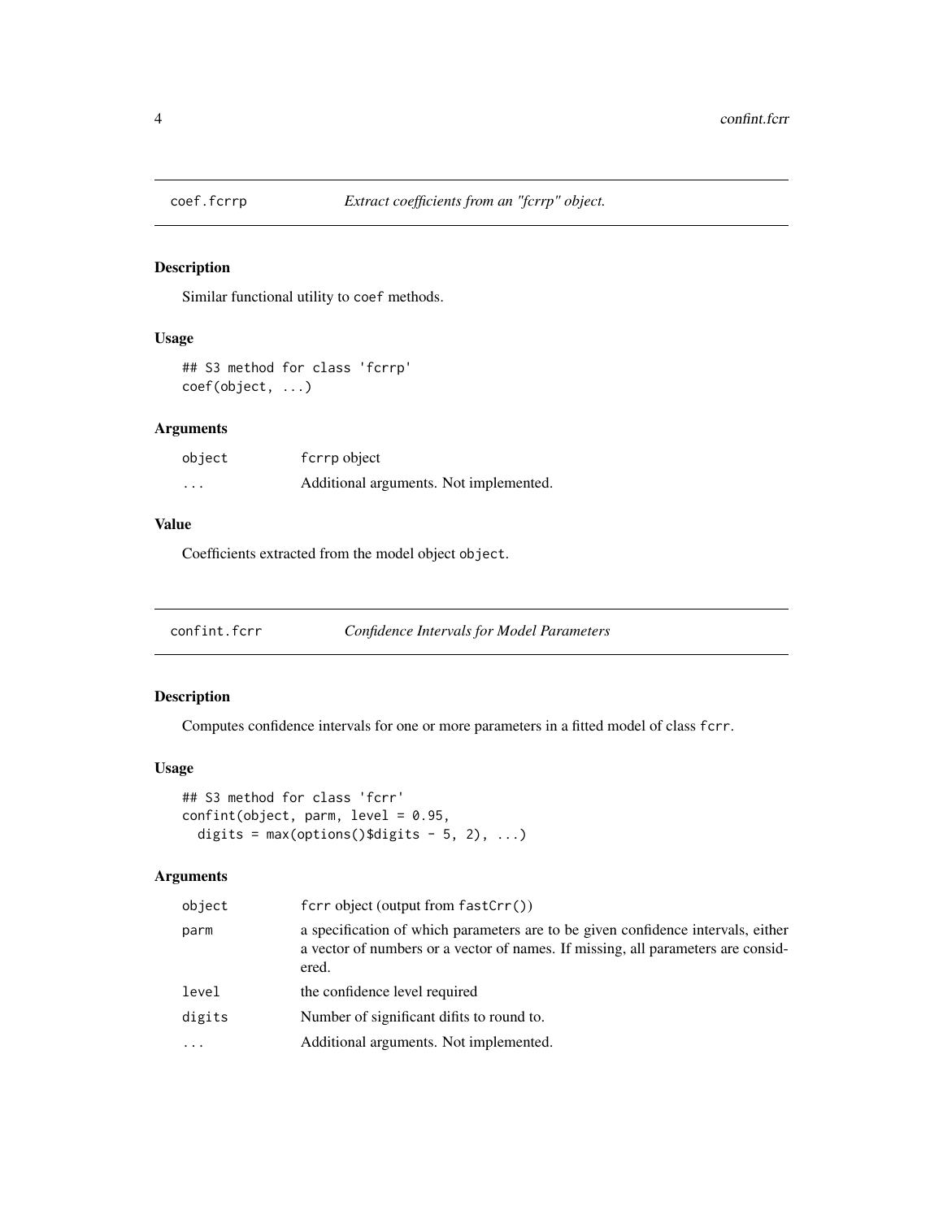## coef.fcrrp — *Extract coefficients from an "fcrrp" object.*

### Description

Similar functional utility to `coef` methods.

### Usage

```
## S3 method for class 'fcrrp'
coef(object, ...)
```

### Arguments

| | |
|---|---|
| `object` | `fcrrp` object |
| `...` | Additional arguments. Not implemented. |

### Value

Coefficients extracted from the model object `object`.

## confint.fcrr — *Confidence Intervals for Model Parameters*

### Description

Computes confidence intervals for one or more parameters in a fitted model of class `fcrr`.

### Usage

```
## S3 method for class 'fcrr'
confint(object, parm, level = 0.95,
  digits = max(options()$digits - 5, 2), ...)
```

### Arguments

| | |
|---|---|
| `object` | `fcrr` object (output from `fastCrr()`) |
| `parm` | a specification of which parameters are to be given confidence intervals, either a vector of numbers or a vector of names. If missing, all parameters are considered. |
| `level` | the confidence level required |
| `digits` | Number of significant difits to round to. |
| `...` | Additional arguments. Not implemented. |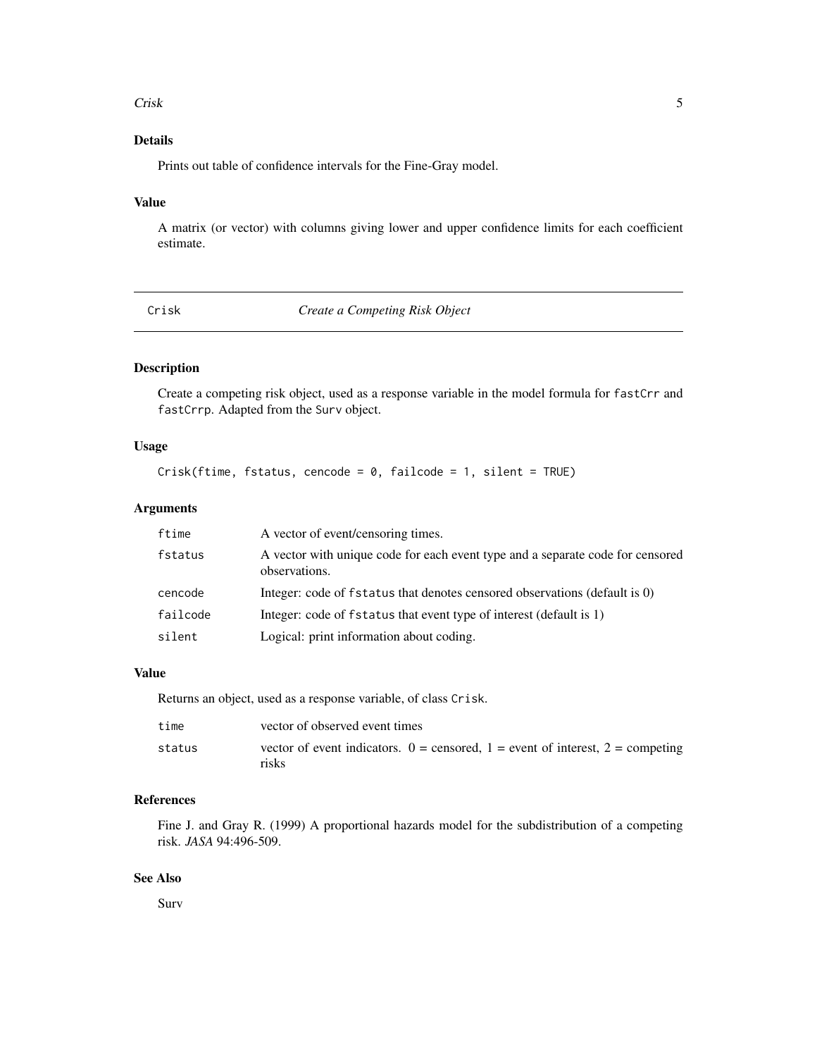### Details

Prints out table of confidence intervals for the Fine-Gray model.

### Value

A matrix (or vector) with columns giving lower and upper confidence limits for each coefficient estimate.

---

## Crisk — *Create a Competing Risk Object*

---

### Description

Create a competing risk object, used as a response variable in the model formula for `fastCrr` and `fastCrrp`. Adapted from the `Surv` object.

### Usage

```
Crisk(ftime, fstatus, cencode = 0, failcode = 1, silent = TRUE)
```

### Arguments

| | |
|---|---|
| `ftime` | A vector of event/censoring times. |
| `fstatus` | A vector with unique code for each event type and a separate code for censored observations. |
| `cencode` | Integer: code of `fstatus` that denotes censored observations (default is 0) |
| `failcode` | Integer: code of `fstatus` that event type of interest (default is 1) |
| `silent` | Logical: print information about coding. |

### Value

Returns an object, used as a response variable, of class `Crisk`.

| | |
|---|---|
| `time` | vector of observed event times |
| `status` | vector of event indicators. 0 = censored, 1 = event of interest, 2 = competing risks |

### References

Fine J. and Gray R. (1999) A proportional hazards model for the subdistribution of a competing risk. *JASA* 94:496-509.

### See Also

Surv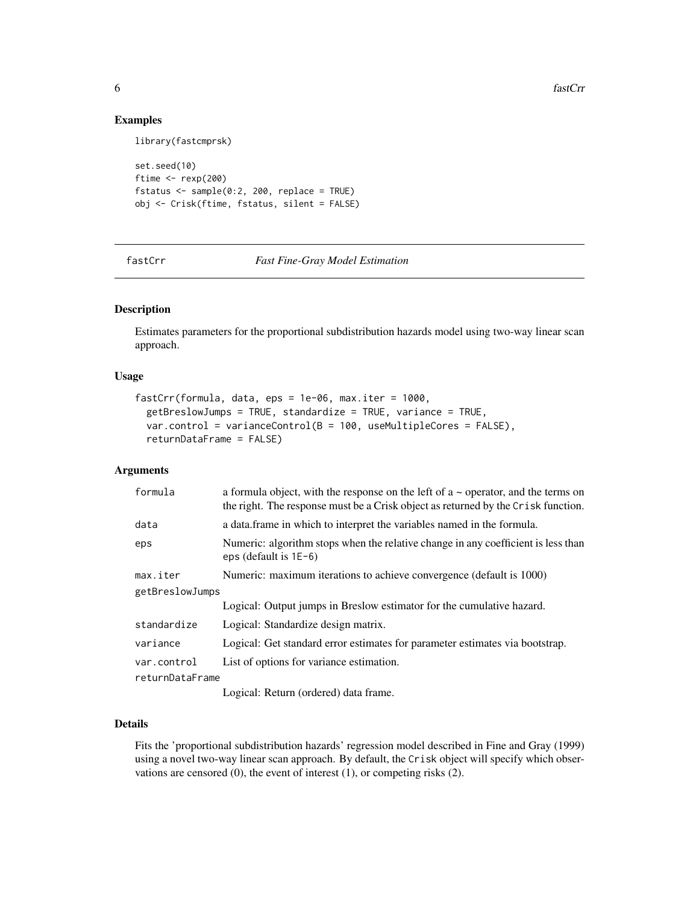## Examples

```
library(fastcmprsk)

set.seed(10)
ftime <- rexp(200)
fstatus <- sample(0:2, 200, replace = TRUE)
obj <- Crisk(ftime, fstatus, silent = FALSE)
```

---

# fastCrr *Fast Fine-Gray Model Estimation*

---

## Description

Estimates parameters for the proportional subdistribution hazards model using two-way linear scan approach.

## Usage

```
fastCrr(formula, data, eps = 1e-06, max.iter = 1000,
  getBreslowJumps = TRUE, standardize = TRUE, variance = TRUE,
  var.control = varianceControl(B = 100, useMultipleCores = FALSE),
  returnDataFrame = FALSE)
```

## Arguments

| | |
|---|---|
| `formula` | a formula object, with the response on the left of a ~ operator, and the terms on the right. The response must be a Crisk object as returned by the `Crisk` function. |
| `data` | a data.frame in which to interpret the variables named in the formula. |
| `eps` | Numeric: algorithm stops when the relative change in any coefficient is less than eps (default is `1E-6`) |
| `max.iter` | Numeric: maximum iterations to achieve convergence (default is 1000) |
| `getBreslowJumps` | Logical: Output jumps in Breslow estimator for the cumulative hazard. |
| `standardize` | Logical: Standardize design matrix. |
| `variance` | Logical: Get standard error estimates for parameter estimates via bootstrap. |
| `var.control` | List of options for variance estimation. |
| `returnDataFrame` | Logical: Return (ordered) data frame. |

## Details

Fits the 'proportional subdistribution hazards' regression model described in Fine and Gray (1999) using a novel two-way linear scan approach. By default, the `Crisk` object will specify which observations are censored (0), the event of interest (1), or competing risks (2).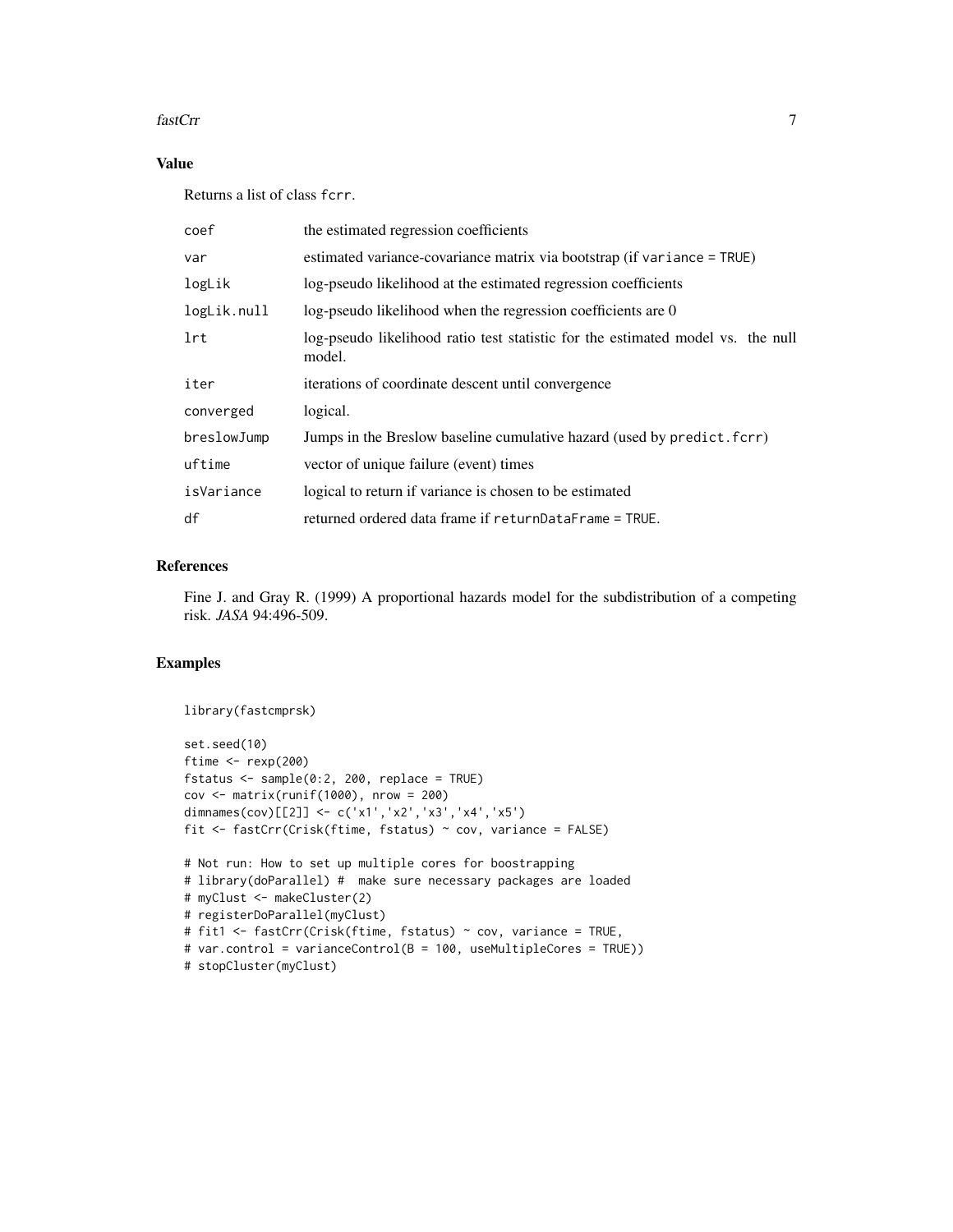## Value

Returns a list of class `fcrr`.

| | |
|---|---|
| `coef` | the estimated regression coefficients |
| `var` | estimated variance-covariance matrix via bootstrap (if `variance = TRUE`) |
| `logLik` | log-pseudo likelihood at the estimated regression coefficients |
| `logLik.null` | log-pseudo likelihood when the regression coefficients are 0 |
| `lrt` | log-pseudo likelihood ratio test statistic for the estimated model vs. the null model. |
| `iter` | iterations of coordinate descent until convergence |
| `converged` | logical. |
| `breslowJump` | Jumps in the Breslow baseline cumulative hazard (used by `predict.fcrr`) |
| `uftime` | vector of unique failure (event) times |
| `isVariance` | logical to return if variance is chosen to be estimated |
| `df` | returned ordered data frame if `returnDataFrame = TRUE`. |

## References

Fine J. and Gray R. (1999) A proportional hazards model for the subdistribution of a competing risk. *JASA* 94:496-509.

## Examples

```
library(fastcmprsk)

set.seed(10)
ftime <- rexp(200)
fstatus <- sample(0:2, 200, replace = TRUE)
cov <- matrix(runif(1000), nrow = 200)
dimnames(cov)[[2]] <- c('x1','x2','x3','x4','x5')
fit <- fastCrr(Crisk(ftime, fstatus) ~ cov, variance = FALSE)

# Not run: How to set up multiple cores for boostrapping
# library(doParallel) #  make sure necessary packages are loaded
# myClust <- makeCluster(2)
# registerDoParallel(myClust)
# fit1 <- fastCrr(Crisk(ftime, fstatus) ~ cov, variance = TRUE,
# var.control = varianceControl(B = 100, useMultipleCores = TRUE))
# stopCluster(myClust)
```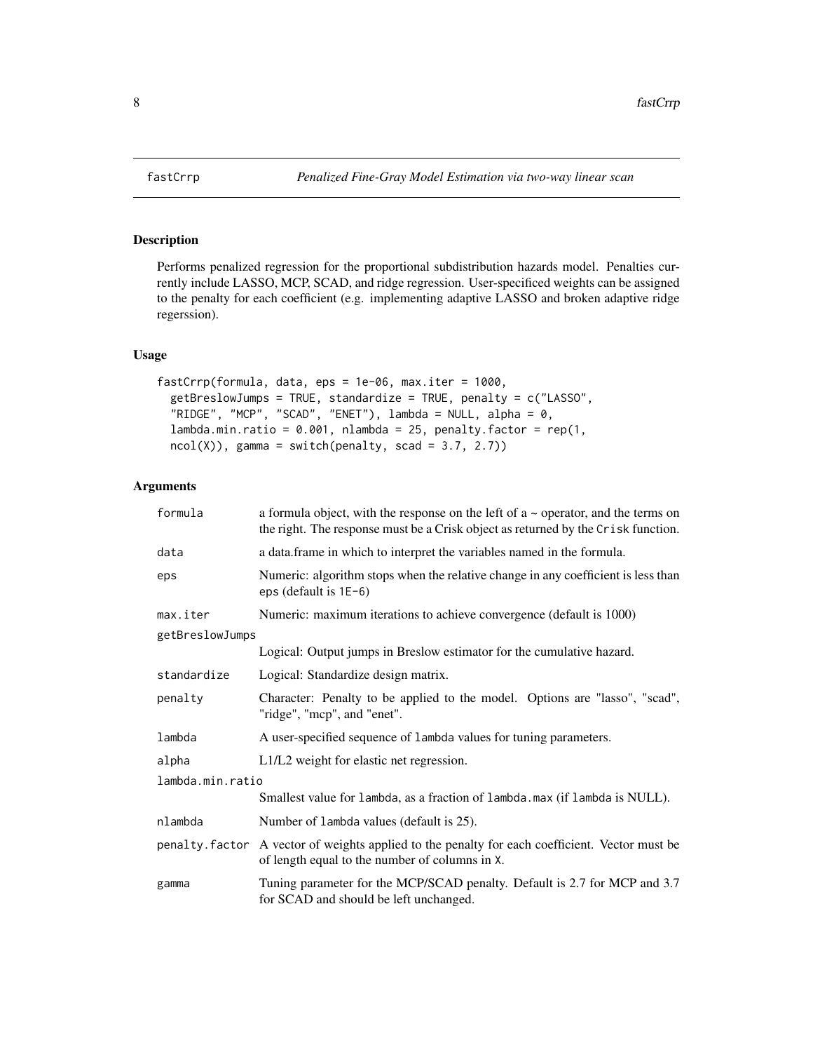fastCrrp — *Penalized Fine-Gray Model Estimation via two-way linear scan*

## Description

Performs penalized regression for the proportional subdistribution hazards model. Penalties currently include LASSO, MCP, SCAD, and ridge regression. User-specificed weights can be assigned to the penalty for each coefficient (e.g. implementing adaptive LASSO and broken adaptive ridge regerssion).

## Usage

```
fastCrrp(formula, data, eps = 1e-06, max.iter = 1000,
  getBreslowJumps = TRUE, standardize = TRUE, penalty = c("LASSO",
  "RIDGE", "MCP", "SCAD", "ENET"), lambda = NULL, alpha = 0,
  lambda.min.ratio = 0.001, nlambda = 25, penalty.factor = rep(1,
  ncol(X)), gamma = switch(penalty, scad = 3.7, 2.7))
```

## Arguments

| Argument | Description |
|---|---|
| `formula` | a formula object, with the response on the left of a ~ operator, and the terms on the right. The response must be a Crisk object as returned by the `Crisk` function. |
| `data` | a data.frame in which to interpret the variables named in the formula. |
| `eps` | Numeric: algorithm stops when the relative change in any coefficient is less than eps (default is `1E-6`) |
| `max.iter` | Numeric: maximum iterations to achieve convergence (default is 1000) |
| `getBreslowJumps` | Logical: Output jumps in Breslow estimator for the cumulative hazard. |
| `standardize` | Logical: Standardize design matrix. |
| `penalty` | Character: Penalty to be applied to the model. Options are "lasso", "scad", "ridge", "mcp", and "enet". |
| `lambda` | A user-specified sequence of `lambda` values for tuning parameters. |
| `alpha` | L1/L2 weight for elastic net regression. |
| `lambda.min.ratio` | Smallest value for `lambda`, as a fraction of `lambda.max` (if `lambda` is NULL). |
| `nlambda` | Number of `lambda` values (default is 25). |
| `penalty.factor` | A vector of weights applied to the penalty for each coefficient. Vector must be of length equal to the number of columns in `X`. |
| `gamma` | Tuning parameter for the MCP/SCAD penalty. Default is 2.7 for MCP and 3.7 for SCAD and should be left unchanged. |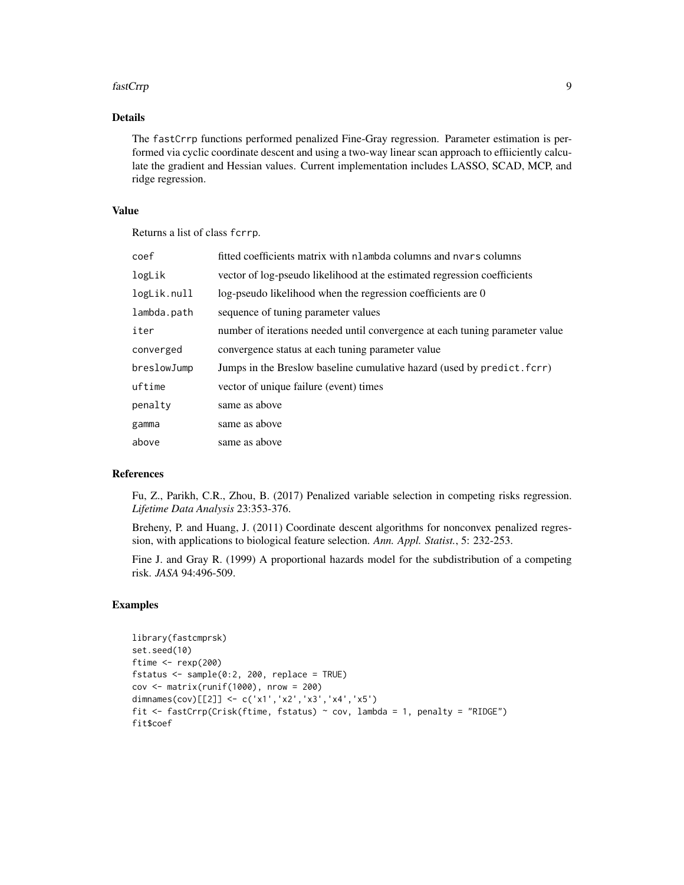## Details

The `fastCrrp` functions performed penalized Fine-Gray regression. Parameter estimation is performed via cyclic coordinate descent and using a two-way linear scan approach to effiiciently calculate the gradient and Hessian values. Current implementation includes LASSO, SCAD, MCP, and ridge regression.

## Value

Returns a list of class `fcrrp`.

| | |
|---|---|
| `coef` | fitted coefficients matrix with `nlambda` columns and `nvars` columns |
| `logLik` | vector of log-pseudo likelihood at the estimated regression coefficients |
| `logLik.null` | log-pseudo likelihood when the regression coefficients are 0 |
| `lambda.path` | sequence of tuning parameter values |
| `iter` | number of iterations needed until convergence at each tuning parameter value |
| `converged` | convergence status at each tuning parameter value |
| `breslowJump` | Jumps in the Breslow baseline cumulative hazard (used by `predict.fcrr`) |
| `uftime` | vector of unique failure (event) times |
| `penalty` | same as above |
| `gamma` | same as above |
| `above` | same as above |

## References

Fu, Z., Parikh, C.R., Zhou, B. (2017) Penalized variable selection in competing risks regression. *Lifetime Data Analysis* 23:353-376.

Breheny, P. and Huang, J. (2011) Coordinate descent algorithms for nonconvex penalized regression, with applications to biological feature selection. *Ann. Appl. Statist.*, 5: 232-253.

Fine J. and Gray R. (1999) A proportional hazards model for the subdistribution of a competing risk. *JASA* 94:496-509.

## Examples

```
library(fastcmprsk)
set.seed(10)
ftime <- rexp(200)
fstatus <- sample(0:2, 200, replace = TRUE)
cov <- matrix(runif(1000), nrow = 200)
dimnames(cov)[[2]] <- c('x1','x2','x3','x4','x5')
fit <- fastCrrp(Crisk(ftime, fstatus) ~ cov, lambda = 1, penalty = "RIDGE")
fit$coef
```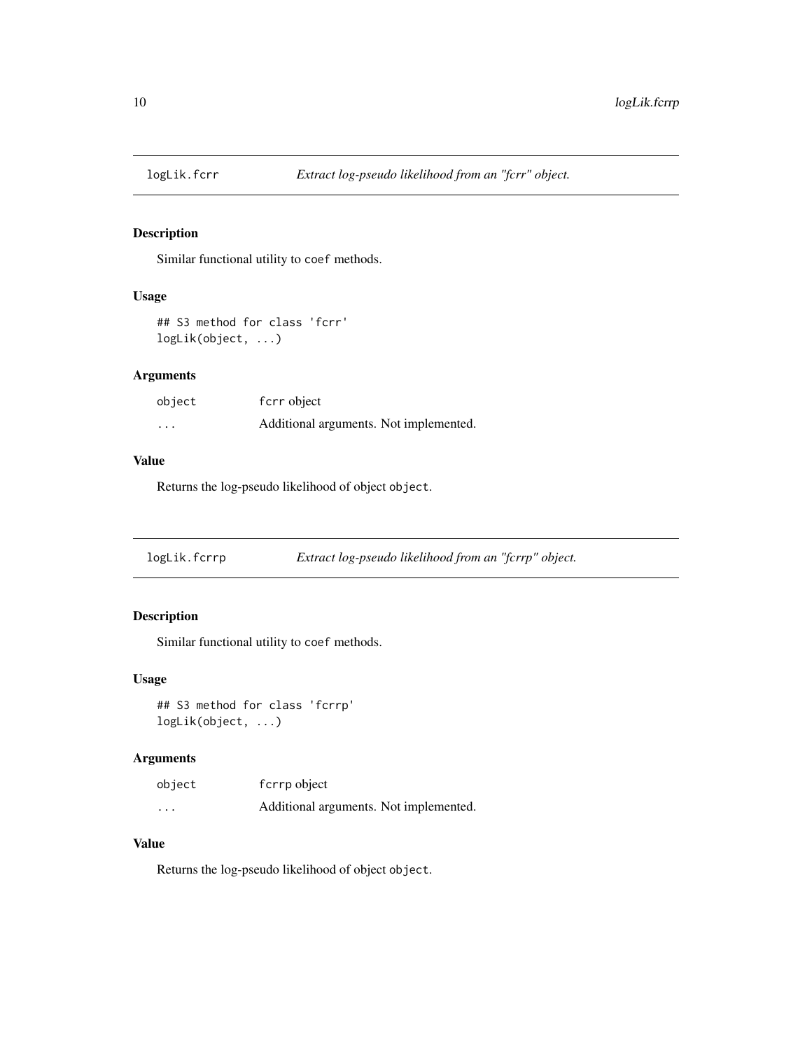## logLik.fcrr — *Extract log-pseudo likelihood from an "fcrr" object.*

### Description

Similar functional utility to `coef` methods.

### Usage

```
## S3 method for class 'fcrr'
logLik(object, ...)
```

### Arguments

| | |
|---|---|
| `object` | `fcrr` object |
| `...` | Additional arguments. Not implemented. |

### Value

Returns the log-pseudo likelihood of object `object`.

## logLik.fcrrp — *Extract log-pseudo likelihood from an "fcrrp" object.*

### Description

Similar functional utility to `coef` methods.

### Usage

```
## S3 method for class 'fcrrp'
logLik(object, ...)
```

### Arguments

| | |
|---|---|
| `object` | `fcrrp` object |
| `...` | Additional arguments. Not implemented. |

### Value

Returns the log-pseudo likelihood of object `object`.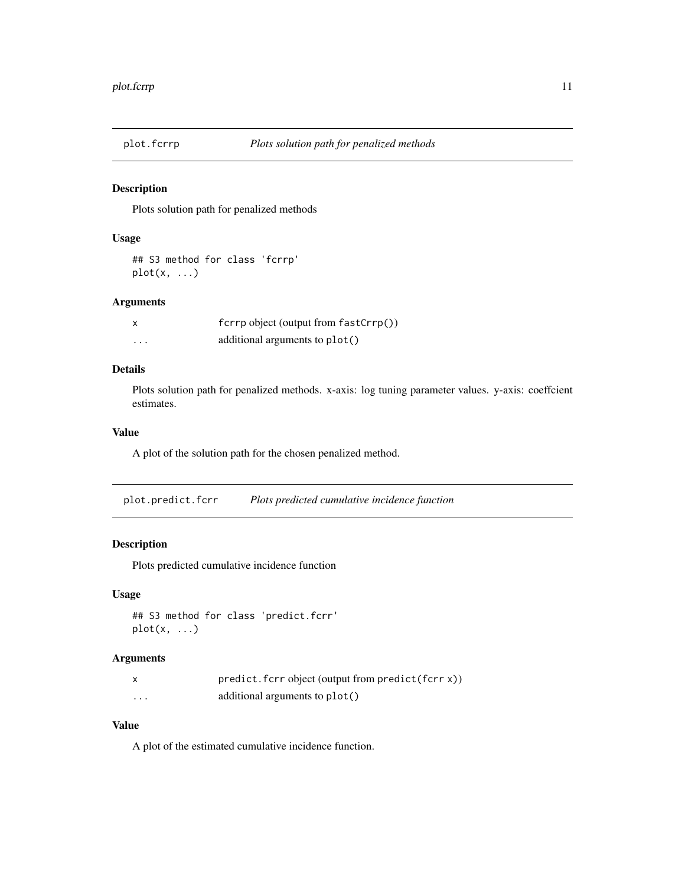## plot.fcrrp *Plots solution path for penalized methods*

### Description

Plots solution path for penalized methods

### Usage

```
## S3 method for class 'fcrrp'
plot(x, ...)
```

### Arguments

| | |
|---|---|
| `x` | `fcrrp` object (output from `fastCrrp()`) |
| `...` | additional arguments to `plot()` |

### Details

Plots solution path for penalized methods. x-axis: log tuning parameter values. y-axis: coeffcient estimates.

### Value

A plot of the solution path for the chosen penalized method.

## plot.predict.fcrr *Plots predicted cumulative incidence function*

### Description

Plots predicted cumulative incidence function

### Usage

```
## S3 method for class 'predict.fcrr'
plot(x, ...)
```

### Arguments

| | |
|---|---|
| `x` | `predict.fcrr` object (output from `predict(fcrr x)`) |
| `...` | additional arguments to `plot()` |

### Value

A plot of the estimated cumulative incidence function.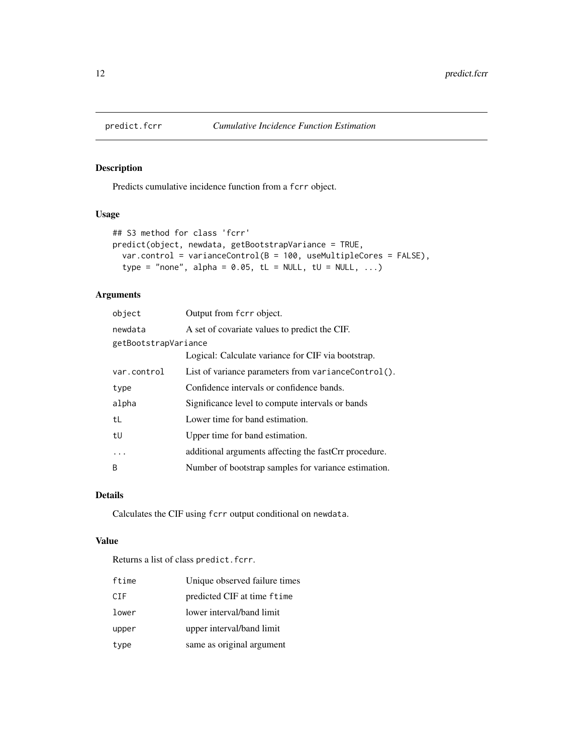# predict.fcrr — *Cumulative Incidence Function Estimation*

## Description

Predicts cumulative incidence function from a `fcrr` object.

## Usage

```
## S3 method for class 'fcrr'
predict(object, newdata, getBootstrapVariance = TRUE,
  var.control = varianceControl(B = 100, useMultipleCores = FALSE),
  type = "none", alpha = 0.05, tL = NULL, tU = NULL, ...)
```

## Arguments

| | |
|---|---|
| `object` | Output from `fcrr` object. |
| `newdata` | A set of covariate values to predict the CIF. |
| `getBootstrapVariance` | Logical: Calculate variance for CIF via bootstrap. |
| `var.control` | List of variance parameters from `varianceControl()`. |
| `type` | Confidence intervals or confidence bands. |
| `alpha` | Significance level to compute intervals or bands |
| `tL` | Lower time for band estimation. |
| `tU` | Upper time for band estimation. |
| `...` | additional arguments affecting the fastCrr procedure. |
| `B` | Number of bootstrap samples for variance estimation. |

## Details

Calculates the CIF using `fcrr` output conditional on `newdata`.

## Value

Returns a list of class `predict.fcrr`.

| | |
|---|---|
| `ftime` | Unique observed failure times |
| `CIF` | predicted CIF at time `ftime` |
| `lower` | lower interval/band limit |
| `upper` | upper interval/band limit |
| `type` | same as original argument |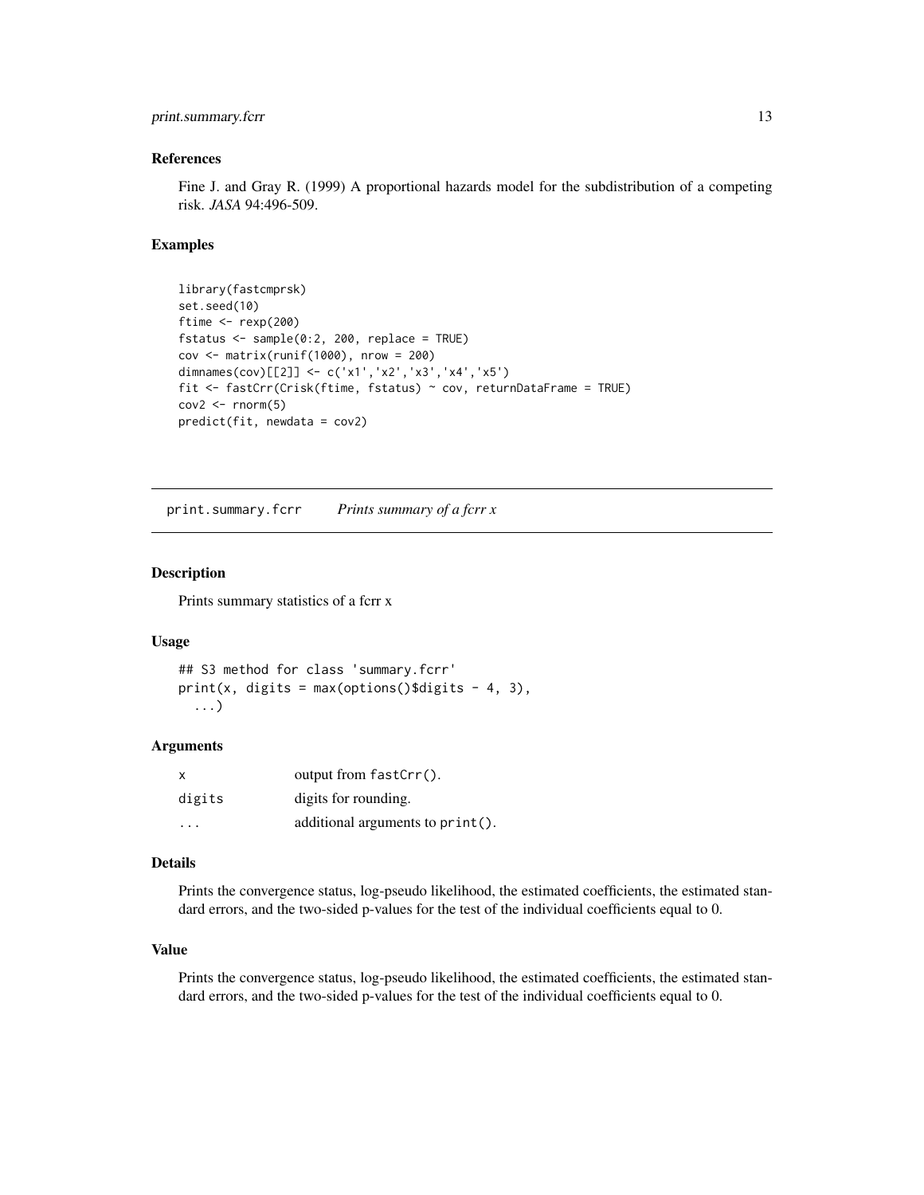### References

Fine J. and Gray R. (1999) A proportional hazards model for the subdistribution of a competing risk. *JASA* 94:496-509.

### Examples

```
library(fastcmprsk)
set.seed(10)
ftime <- rexp(200)
fstatus <- sample(0:2, 200, replace = TRUE)
cov <- matrix(runif(1000), nrow = 200)
dimnames(cov)[[2]] <- c('x1','x2','x3','x4','x5')
fit <- fastCrr(Crisk(ftime, fstatus) ~ cov, returnDataFrame = TRUE)
cov2 <- rnorm(5)
predict(fit, newdata = cov2)
```

---

## print.summary.fcrr *Prints summary of a fcrr x*

### Description

Prints summary statistics of a fcrr x

### Usage

```
## S3 method for class 'summary.fcrr'
print(x, digits = max(options()$digits - 4, 3),
  ...)
```

### Arguments

| | |
|---|---|
| x | output from fastCrr(). |
| digits | digits for rounding. |
| ... | additional arguments to print(). |

### Details

Prints the convergence status, log-pseudo likelihood, the estimated coefficients, the estimated standard errors, and the two-sided p-values for the test of the individual coefficients equal to 0.

### Value

Prints the convergence status, log-pseudo likelihood, the estimated coefficients, the estimated standard errors, and the two-sided p-values for the test of the individual coefficients equal to 0.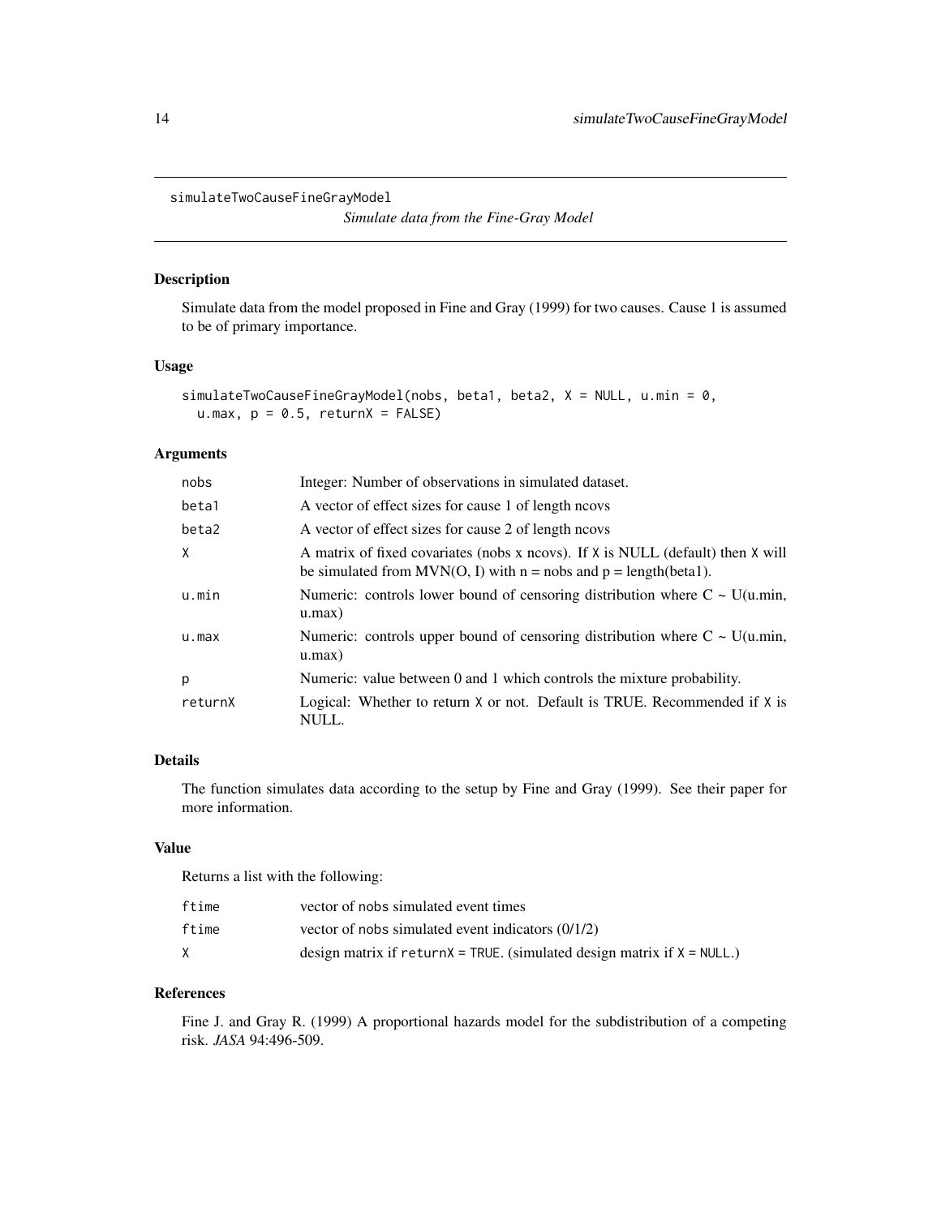`simulateTwoCauseFineGrayModel`

*Simulate data from the Fine-Gray Model*

## Description

Simulate data from the model proposed in Fine and Gray (1999) for two causes. Cause 1 is assumed to be of primary importance.

## Usage

```
simulateTwoCauseFineGrayModel(nobs, beta1, beta2, X = NULL, u.min = 0,
  u.max, p = 0.5, returnX = FALSE)
```

## Arguments

| | |
|---|---|
| `nobs` | Integer: Number of observations in simulated dataset. |
| `beta1` | A vector of effect sizes for cause 1 of length ncovs |
| `beta2` | A vector of effect sizes for cause 2 of length ncovs |
| `X` | A matrix of fixed covariates (nobs x ncovs). If `X` is NULL (default) then `X` will be simulated from MVN(O, I) with n = nobs and p = length(beta1). |
| `u.min` | Numeric: controls lower bound of censoring distribution where C ~ U(u.min, u.max) |
| `u.max` | Numeric: controls upper bound of censoring distribution where C ~ U(u.min, u.max) |
| `p` | Numeric: value between 0 and 1 which controls the mixture probability. |
| `returnX` | Logical: Whether to return `X` or not. Default is TRUE. Recommended if `X` is NULL. |

## Details

The function simulates data according to the setup by Fine and Gray (1999). See their paper for more information.

## Value

Returns a list with the following:

| | |
|---|---|
| `ftime` | vector of `nobs` simulated event times |
| `ftime` | vector of `nobs` simulated event indicators (0/1/2) |
| `X` | design matrix if `returnX = TRUE`. (simulated design matrix if `X = NULL`.) |

## References

Fine J. and Gray R. (1999) A proportional hazards model for the subdistribution of a competing risk. *JASA* 94:496-509.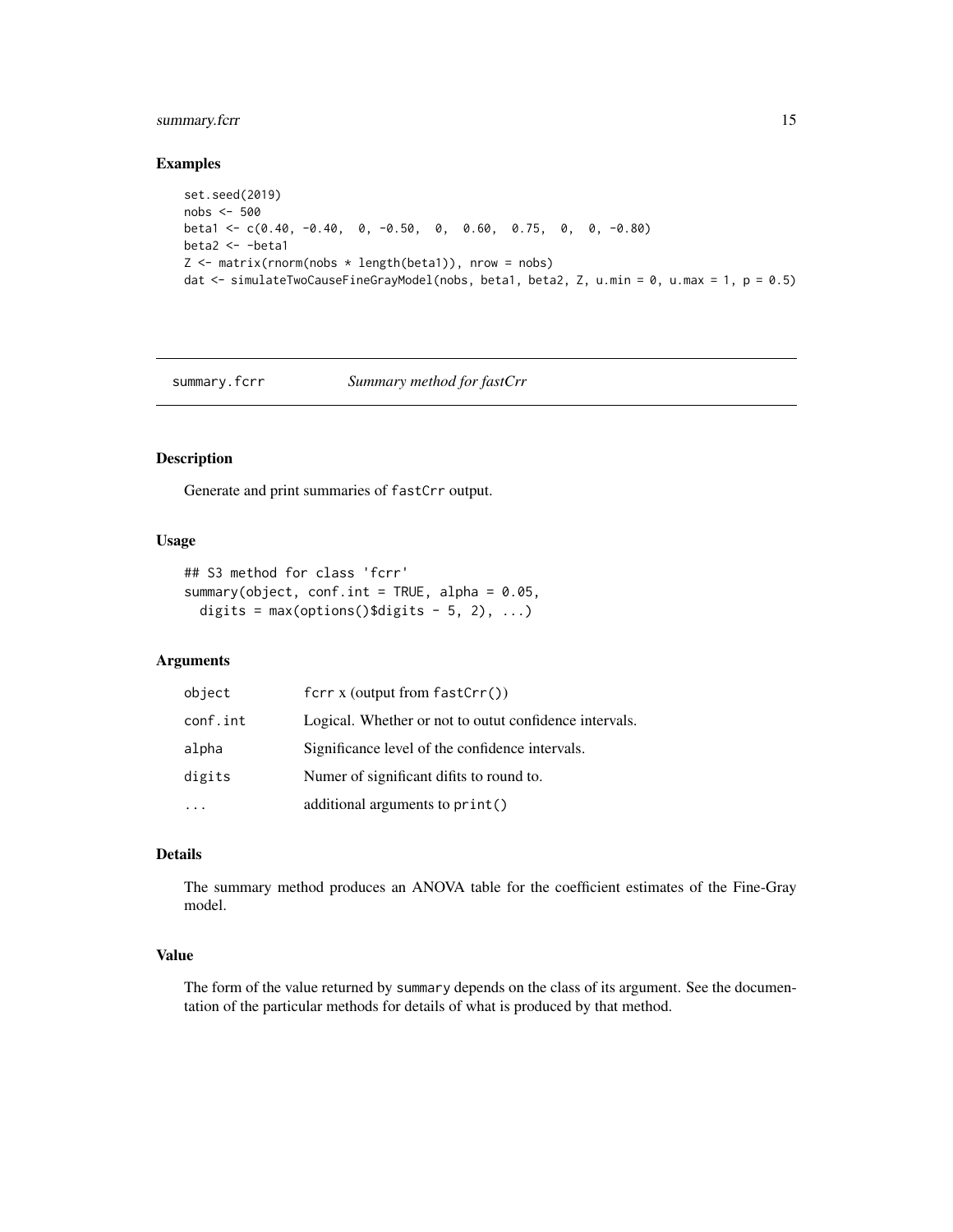### Examples

```
set.seed(2019)
nobs <- 500
beta1 <- c(0.40, -0.40,  0, -0.50,  0,  0.60,  0.75,  0,  0, -0.80)
beta2 <- -beta1
Z <- matrix(rnorm(nobs * length(beta1)), nrow = nobs)
dat <- simulateTwoCauseFineGrayModel(nobs, beta1, beta2, Z, u.min = 0, u.max = 1, p = 0.5)
```

---

## summary.fcrr — *Summary method for fastCrr*

### Description

Generate and print summaries of `fastCrr` output.

### Usage

```
## S3 method for class 'fcrr'
summary(object, conf.int = TRUE, alpha = 0.05,
  digits = max(options()$digits - 5, 2), ...)
```

### Arguments

| | |
|---|---|
| `object` | fcrr x (output from `fastCrr()`) |
| `conf.int` | Logical. Whether or not to outut confidence intervals. |
| `alpha` | Significance level of the confidence intervals. |
| `digits` | Numer of significant difits to round to. |
| `...` | additional arguments to `print()` |

### Details

The summary method produces an ANOVA table for the coefficient estimates of the Fine-Gray model.

### Value

The form of the value returned by `summary` depends on the class of its argument. See the documentation of the particular methods for details of what is produced by that method.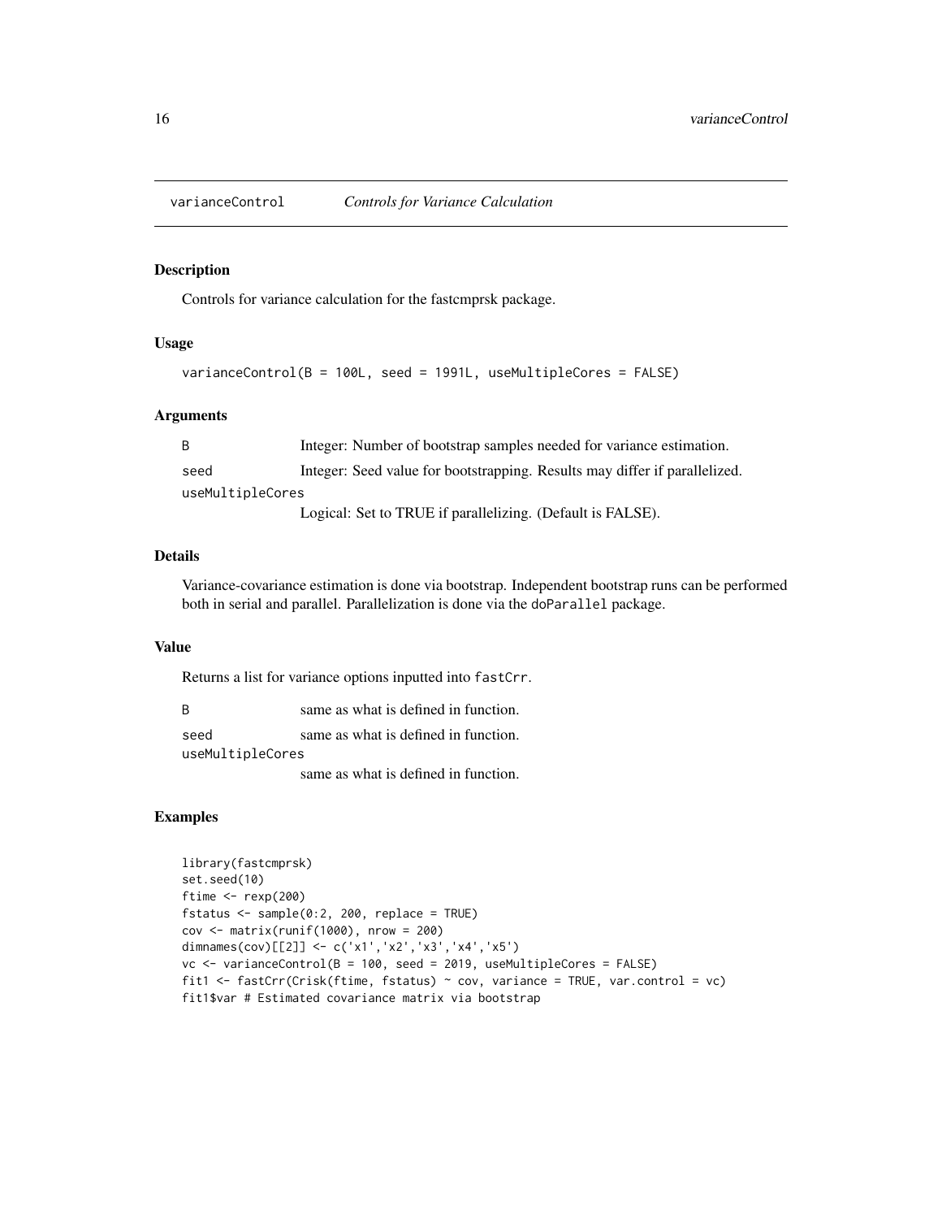## varianceControl    *Controls for Variance Calculation*

### Description

Controls for variance calculation for the fastcmprsk package.

### Usage

```
varianceControl(B = 100L, seed = 1991L, useMultipleCores = FALSE)
```

### Arguments

| | |
|---|---|
| B | Integer: Number of bootstrap samples needed for variance estimation. |
| seed | Integer: Seed value for bootstrapping. Results may differ if parallelized. |
| useMultipleCores | Logical: Set to TRUE if parallelizing. (Default is FALSE). |

### Details

Variance-covariance estimation is done via bootstrap. Independent bootstrap runs can be performed both in serial and parallel. Parallelization is done via the `doParallel` package.

### Value

Returns a list for variance options inputted into `fastCrr`.

| | |
|---|---|
| B | same as what is defined in function. |
| seed | same as what is defined in function. |
| useMultipleCores | same as what is defined in function. |

### Examples

```
library(fastcmprsk)
set.seed(10)
ftime <- rexp(200)
fstatus <- sample(0:2, 200, replace = TRUE)
cov <- matrix(runif(1000), nrow = 200)
dimnames(cov)[[2]] <- c('x1','x2','x3','x4','x5')
vc <- varianceControl(B = 100, seed = 2019, useMultipleCores = FALSE)
fit1 <- fastCrr(Crisk(ftime, fstatus) ~ cov, variance = TRUE, var.control = vc)
fit1$var # Estimated covariance matrix via bootstrap
```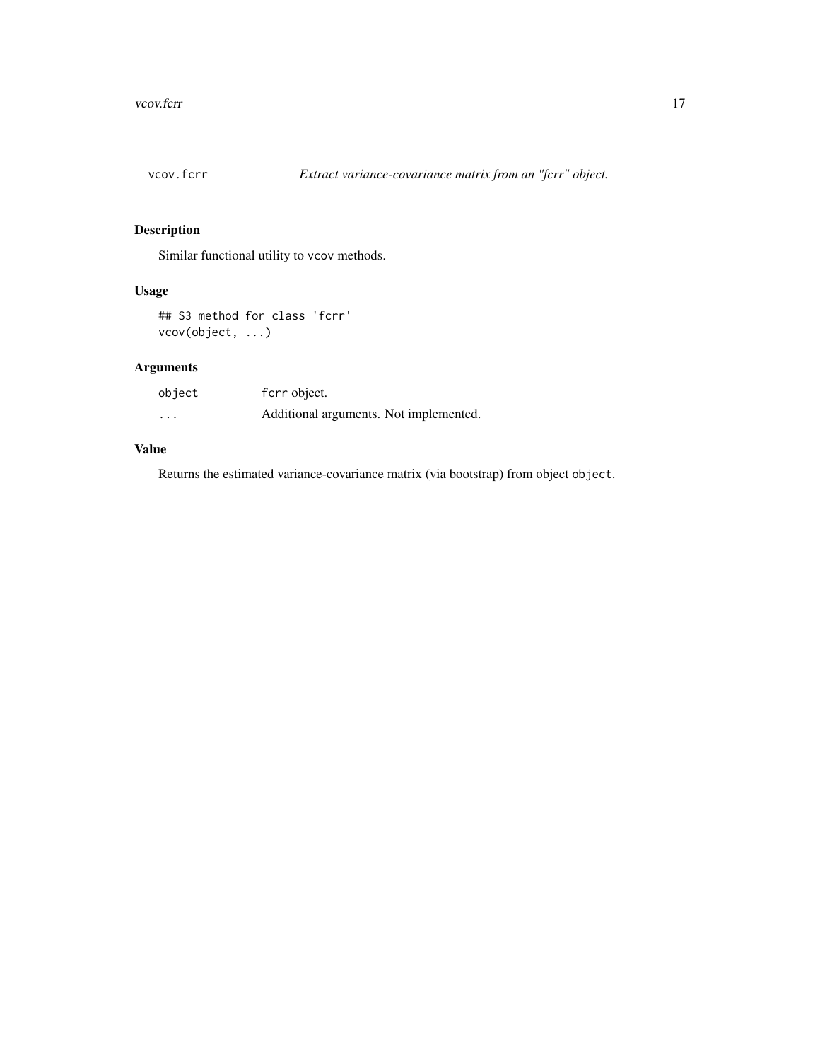# vcov.fcrr — *Extract variance-covariance matrix from an "fcrr" object.*

## Description

Similar functional utility to `vcov` methods.

## Usage

```
## S3 method for class 'fcrr'
vcov(object, ...)
```

## Arguments

| | |
|---|---|
| `object` | `fcrr` object. |
| `...` | Additional arguments. Not implemented. |

## Value

Returns the estimated variance-covariance matrix (via bootstrap) from object `object`.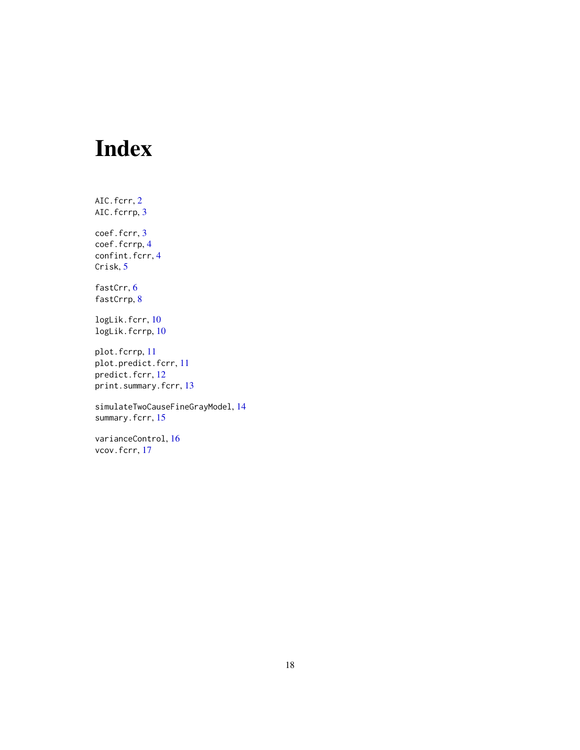# Index

AIC.fcrr, 2
AIC.fcrrp, 3

coef.fcrr, 3
coef.fcrrp, 4
confint.fcrr, 4
Crisk, 5

fastCrr, 6
fastCrrp, 8

logLik.fcrr, 10
logLik.fcrrp, 10

plot.fcrrp, 11
plot.predict.fcrr, 11
predict.fcrr, 12
print.summary.fcrr, 13

simulateTwoCauseFineGrayModel, 14
summary.fcrr, 15

varianceControl, 16
vcov.fcrr, 17